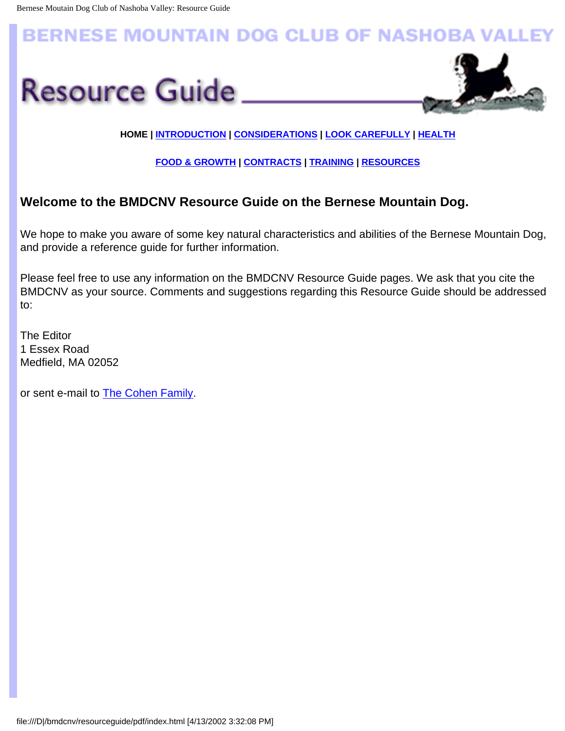# BERNESE MOUNTAIN DOG CLUB OF NASHOBA VALLEY

# Resource Guide

**HOME | INTRODUCTION | CONSIDERATIONS | LOOK CAREFULLY | HEALTH**

**FOOD & GROWTH | CONTRACTS | TRAINING | RESOURCES**

## Welcome to the BMDCNV Resource Guide on the Bernese Mountain Dog.

We hope to make you aware of some key natural characteristics and abilities of the Bernese Mountain Dog, and provide a reference guide for further information.

Please feel free to use any information on the BMDCNV Resource Guide pages. We ask that you cite the BMDCNV as your source. Comments and suggestions regarding this Resource Guide should be addressed to:

The Editor  
1 Essex Road  
Medfield, MA 02052

or sent e-mail to The Cohen Family.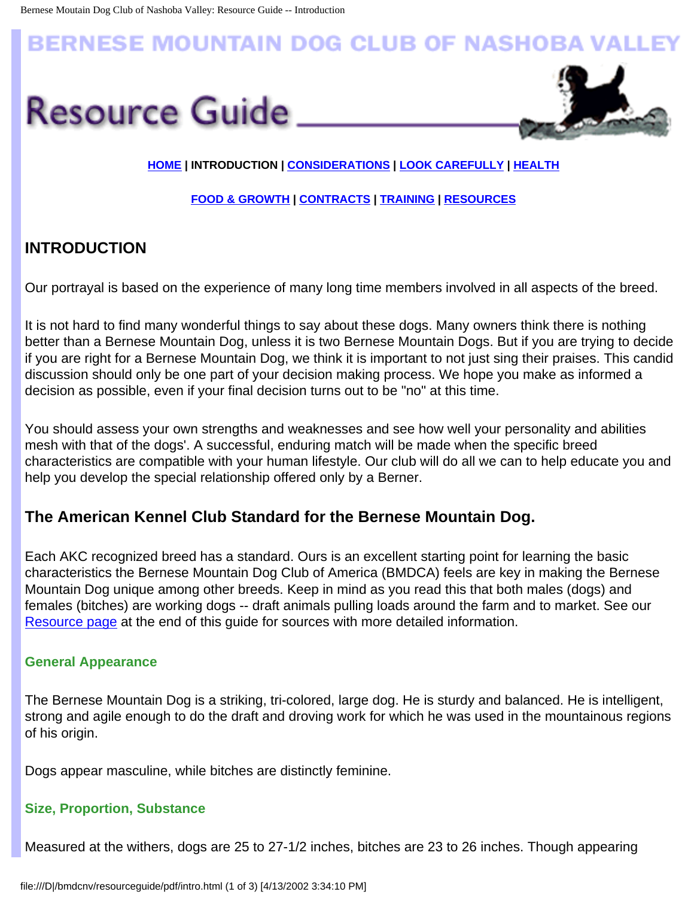# BERNESE MOUNTAIN DOG CLUB OF NASHOBA VALLEY

# Resource Guide

HOME | INTRODUCTION | CONSIDERATIONS | LOOK CAREFULLY | HEALTH

FOOD & GROWTH | CONTRACTS | TRAINING | RESOURCES

## INTRODUCTION

Our portrayal is based on the experience of many long time members involved in all aspects of the breed.

It is not hard to find many wonderful things to say about these dogs. Many owners think there is nothing better than a Bernese Mountain Dog, unless it is two Bernese Mountain Dogs. But if you are trying to decide if you are right for a Bernese Mountain Dog, we think it is important to not just sing their praises. This candid discussion should only be one part of your decision making process. We hope you make as informed a decision as possible, even if your final decision turns out to be "no" at this time.

You should assess your own strengths and weaknesses and see how well your personality and abilities mesh with that of the dogs'. A successful, enduring match will be made when the specific breed characteristics are compatible with your human lifestyle. Our club will do all we can to help educate you and help you develop the special relationship offered only by a Berner.

### The American Kennel Club Standard for the Bernese Mountain Dog.

Each AKC recognized breed has a standard. Ours is an excellent starting point for learning the basic characteristics the Bernese Mountain Dog Club of America (BMDCA) feels are key in making the Bernese Mountain Dog unique among other breeds. Keep in mind as you read this that both males (dogs) and females (bitches) are working dogs -- draft animals pulling loads around the farm and to market. See our Resource page at the end of this guide for sources with more detailed information.

#### General Appearance

The Bernese Mountain Dog is a striking, tri-colored, large dog. He is sturdy and balanced. He is intelligent, strong and agile enough to do the draft and droving work for which he was used in the mountainous regions of his origin.

Dogs appear masculine, while bitches are distinctly feminine.

#### Size, Proportion, Substance

Measured at the withers, dogs are 25 to 27-1/2 inches, bitches are 23 to 26 inches. Though appearing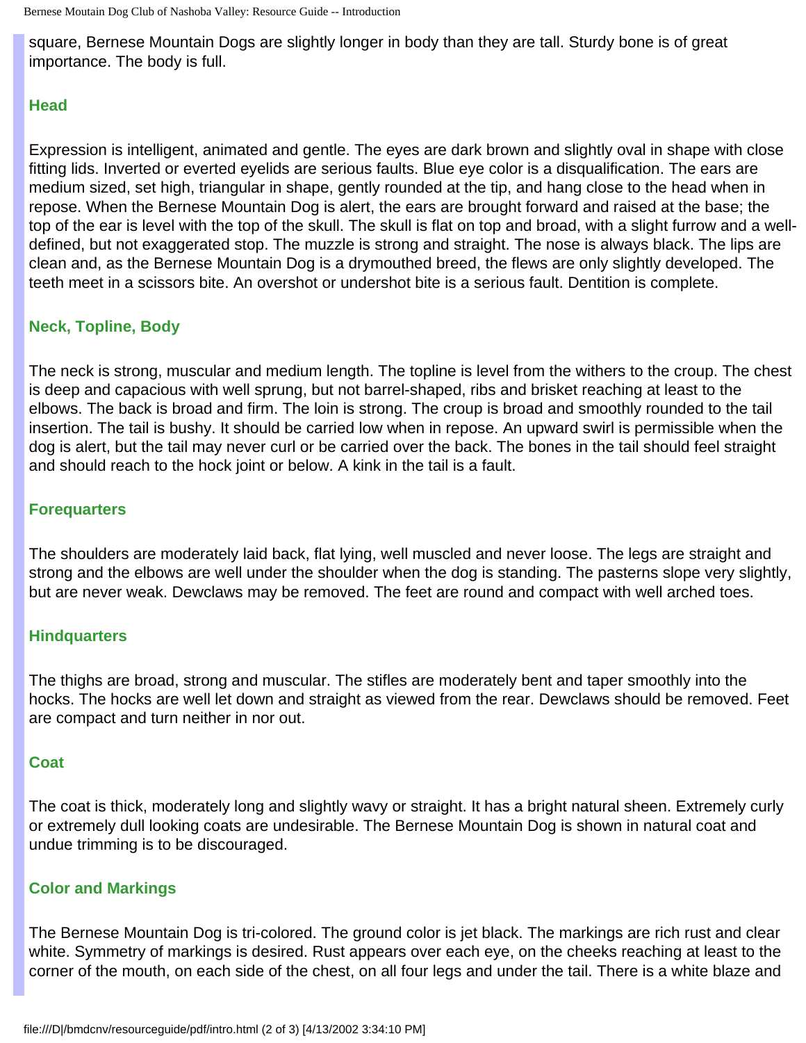square, Bernese Mountain Dogs are slightly longer in body than they are tall. Sturdy bone is of great importance. The body is full.

### Head

Expression is intelligent, animated and gentle. The eyes are dark brown and slightly oval in shape with close fitting lids. Inverted or everted eyelids are serious faults. Blue eye color is a disqualification. The ears are medium sized, set high, triangular in shape, gently rounded at the tip, and hang close to the head when in repose. When the Bernese Mountain Dog is alert, the ears are brought forward and raised at the base; the top of the ear is level with the top of the skull. The skull is flat on top and broad, with a slight furrow and a well-defined, but not exaggerated stop. The muzzle is strong and straight. The nose is always black. The lips are clean and, as the Bernese Mountain Dog is a drymouthed breed, the flews are only slightly developed. The teeth meet in a scissors bite. An overshot or undershot bite is a serious fault. Dentition is complete.

### Neck, Topline, Body

The neck is strong, muscular and medium length. The topline is level from the withers to the croup. The chest is deep and capacious with well sprung, but not barrel-shaped, ribs and brisket reaching at least to the elbows. The back is broad and firm. The loin is strong. The croup is broad and smoothly rounded to the tail insertion. The tail is bushy. It should be carried low when in repose. An upward swirl is permissible when the dog is alert, but the tail may never curl or be carried over the back. The bones in the tail should feel straight and should reach to the hock joint or below. A kink in the tail is a fault.

### Forequarters

The shoulders are moderately laid back, flat lying, well muscled and never loose. The legs are straight and strong and the elbows are well under the shoulder when the dog is standing. The pasterns slope very slightly, but are never weak. Dewclaws may be removed. The feet are round and compact with well arched toes.

### Hindquarters

The thighs are broad, strong and muscular. The stifles are moderately bent and taper smoothly into the hocks. The hocks are well let down and straight as viewed from the rear. Dewclaws should be removed. Feet are compact and turn neither in nor out.

### Coat

The coat is thick, moderately long and slightly wavy or straight. It has a bright natural sheen. Extremely curly or extremely dull looking coats are undesirable. The Bernese Mountain Dog is shown in natural coat and undue trimming is to be discouraged.

### Color and Markings

The Bernese Mountain Dog is tri-colored. The ground color is jet black. The markings are rich rust and clear white. Symmetry of markings is desired. Rust appears over each eye, on the cheeks reaching at least to the corner of the mouth, on each side of the chest, on all four legs and under the tail. There is a white blaze and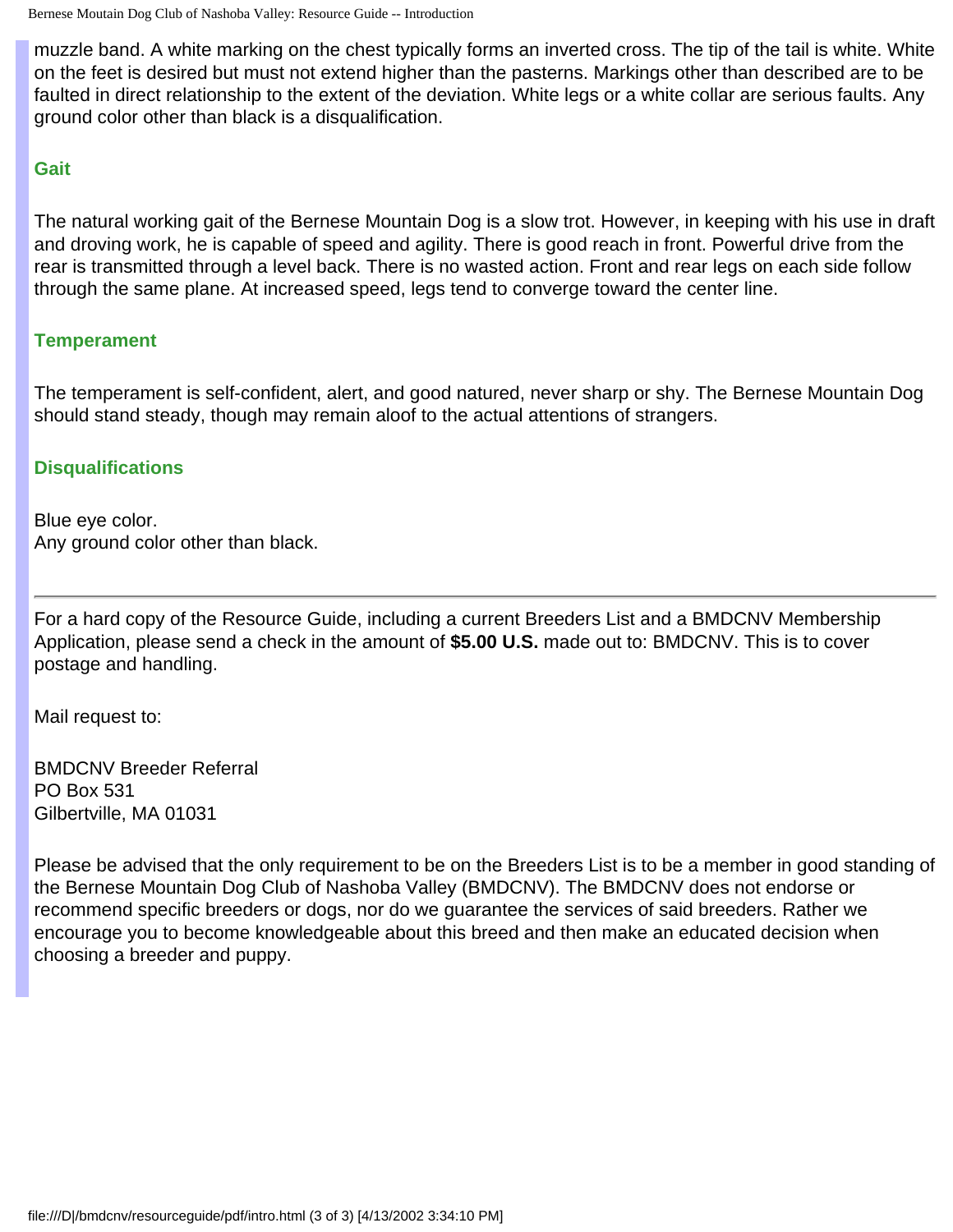muzzle band. A white marking on the chest typically forms an inverted cross. The tip of the tail is white. White on the feet is desired but must not extend higher than the pasterns. Markings other than described are to be faulted in direct relationship to the extent of the deviation. White legs or a white collar are serious faults. Any ground color other than black is a disqualification.

### Gait

The natural working gait of the Bernese Mountain Dog is a slow trot. However, in keeping with his use in draft and droving work, he is capable of speed and agility. There is good reach in front. Powerful drive from the rear is transmitted through a level back. There is no wasted action. Front and rear legs on each side follow through the same plane. At increased speed, legs tend to converge toward the center line.

### Temperament

The temperament is self-confident, alert, and good natured, never sharp or shy. The Bernese Mountain Dog should stand steady, though may remain aloof to the actual attentions of strangers.

### Disqualifications

Blue eye color.
Any ground color other than black.

---

For a hard copy of the Resource Guide, including a current Breeders List and a BMDCNV Membership Application, please send a check in the amount of **$5.00 U.S.** made out to: BMDCNV. This is to cover postage and handling.

Mail request to:

BMDCNV Breeder Referral
PO Box 531
Gilbertville, MA 01031

Please be advised that the only requirement to be on the Breeders List is to be a member in good standing of the Bernese Mountain Dog Club of Nashoba Valley (BMDCNV). The BMDCNV does not endorse or recommend specific breeders or dogs, nor do we guarantee the services of said breeders. Rather we encourage you to become knowledgeable about this breed and then make an educated decision when choosing a breeder and puppy.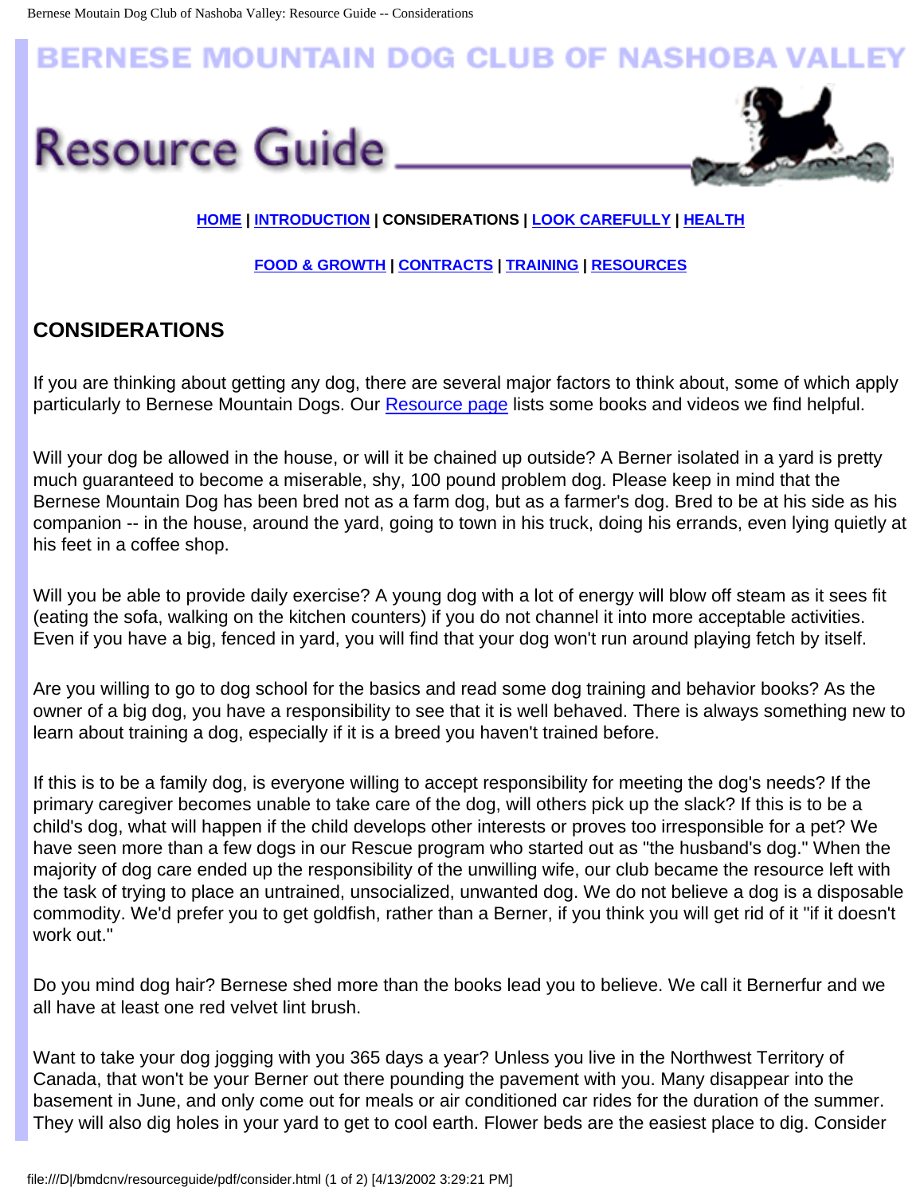# BERNESE MOUNTAIN DOG CLUB OF NASHOBA VALLEY

# Resource Guide

**HOME** | **INTRODUCTION** | **CONSIDERATIONS** | **LOOK CAREFULLY** | **HEALTH**

**FOOD & GROWTH** | **CONTRACTS** | **TRAINING** | **RESOURCES**

## CONSIDERATIONS

If you are thinking about getting any dog, there are several major factors to think about, some of which apply particularly to Bernese Mountain Dogs. Our Resource page lists some books and videos we find helpful.

Will your dog be allowed in the house, or will it be chained up outside? A Berner isolated in a yard is pretty much guaranteed to become a miserable, shy, 100 pound problem dog. Please keep in mind that the Bernese Mountain Dog has been bred not as a farm dog, but as a farmer's dog. Bred to be at his side as his companion -- in the house, around the yard, going to town in his truck, doing his errands, even lying quietly at his feet in a coffee shop.

Will you be able to provide daily exercise? A young dog with a lot of energy will blow off steam as it sees fit (eating the sofa, walking on the kitchen counters) if you do not channel it into more acceptable activities. Even if you have a big, fenced in yard, you will find that your dog won't run around playing fetch by itself.

Are you willing to go to dog school for the basics and read some dog training and behavior books? As the owner of a big dog, you have a responsibility to see that it is well behaved. There is always something new to learn about training a dog, especially if it is a breed you haven't trained before.

If this is to be a family dog, is everyone willing to accept responsibility for meeting the dog's needs? If the primary caregiver becomes unable to take care of the dog, will others pick up the slack? If this is to be a child's dog, what will happen if the child develops other interests or proves too irresponsible for a pet? We have seen more than a few dogs in our Rescue program who started out as "the husband's dog." When the majority of dog care ended up the responsibility of the unwilling wife, our club became the resource left with the task of trying to place an untrained, unsocialized, unwanted dog. We do not believe a dog is a disposable commodity. We'd prefer you to get goldfish, rather than a Berner, if you think you will get rid of it "if it doesn't work out."

Do you mind dog hair? Bernese shed more than the books lead you to believe. We call it Bernerfur and we all have at least one red velvet lint brush.

Want to take your dog jogging with you 365 days a year? Unless you live in the Northwest Territory of Canada, that won't be your Berner out there pounding the pavement with you. Many disappear into the basement in June, and only come out for meals or air conditioned car rides for the duration of the summer. They will also dig holes in your yard to get to cool earth. Flower beds are the easiest place to dig. Consider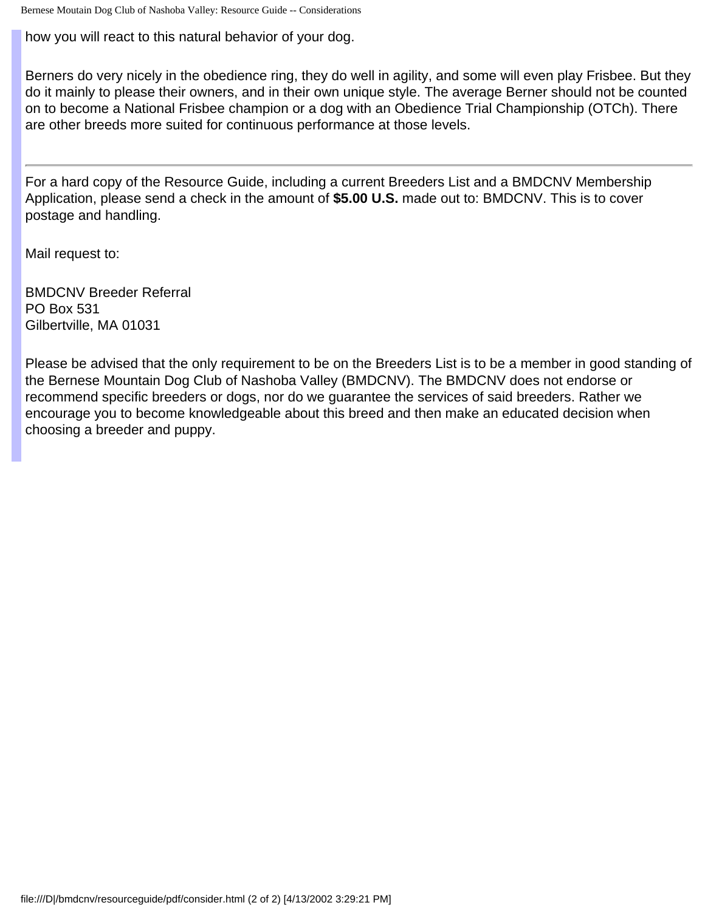how you will react to this natural behavior of your dog.

Berners do very nicely in the obedience ring, they do well in agility, and some will even play Frisbee. But they do it mainly to please their owners, and in their own unique style. The average Berner should not be counted on to become a National Frisbee champion or a dog with an Obedience Trial Championship (OTCh). There are other breeds more suited for continuous performance at those levels.

---

For a hard copy of the Resource Guide, including a current Breeders List and a BMDCNV Membership Application, please send a check in the amount of **$5.00 U.S.** made out to: BMDCNV. This is to cover postage and handling.

Mail request to:

BMDCNV Breeder Referral  
PO Box 531  
Gilbertville, MA 01031

Please be advised that the only requirement to be on the Breeders List is to be a member in good standing of the Bernese Mountain Dog Club of Nashoba Valley (BMDCNV). The BMDCNV does not endorse or recommend specific breeders or dogs, nor do we guarantee the services of said breeders. Rather we encourage you to become knowledgeable about this breed and then make an educated decision when choosing a breeder and puppy.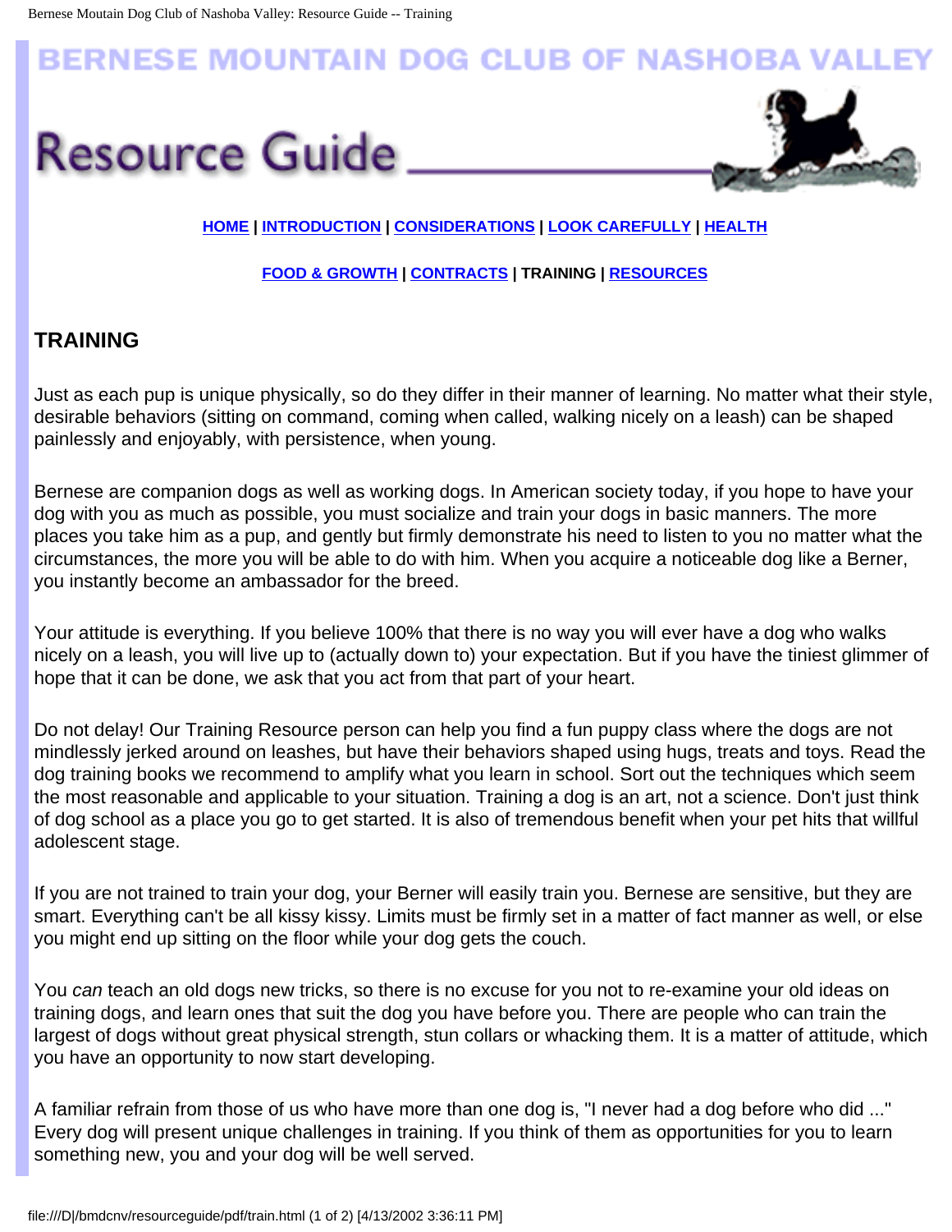# BERNESE MOUNTAIN DOG CLUB OF NASHOBA VALLEY

## Resource Guide

HOME | INTRODUCTION | CONSIDERATIONS | LOOK CAREFULLY | HEALTH

FOOD & GROWTH | CONTRACTS | TRAINING | RESOURCES

### TRAINING

Just as each pup is unique physically, so do they differ in their manner of learning. No matter what their style, desirable behaviors (sitting on command, coming when called, walking nicely on a leash) can be shaped painlessly and enjoyably, with persistence, when young.

Bernese are companion dogs as well as working dogs. In American society today, if you hope to have your dog with you as much as possible, you must socialize and train your dogs in basic manners. The more places you take him as a pup, and gently but firmly demonstrate his need to listen to you no matter what the circumstances, the more you will be able to do with him. When you acquire a noticeable dog like a Berner, you instantly become an ambassador for the breed.

Your attitude is everything. If you believe 100% that there is no way you will ever have a dog who walks nicely on a leash, you will live up to (actually down to) your expectation. But if you have the tiniest glimmer of hope that it can be done, we ask that you act from that part of your heart.

Do not delay! Our Training Resource person can help you find a fun puppy class where the dogs are not mindlessly jerked around on leashes, but have their behaviors shaped using hugs, treats and toys. Read the dog training books we recommend to amplify what you learn in school. Sort out the techniques which seem the most reasonable and applicable to your situation. Training a dog is an art, not a science. Don't just think of dog school as a place you go to get started. It is also of tremendous benefit when your pet hits that willful adolescent stage.

If you are not trained to train your dog, your Berner will easily train you. Bernese are sensitive, but they are smart. Everything can't be all kissy kissy. Limits must be firmly set in a matter of fact manner as well, or else you might end up sitting on the floor while your dog gets the couch.

You *can* teach an old dogs new tricks, so there is no excuse for you not to re-examine your old ideas on training dogs, and learn ones that suit the dog you have before you. There are people who can train the largest of dogs without great physical strength, stun collars or whacking them. It is a matter of attitude, which you have an opportunity to now start developing.

A familiar refrain from those of us who have more than one dog is, "I never had a dog before who did ..." Every dog will present unique challenges in training. If you think of them as opportunities for you to learn something new, you and your dog will be well served.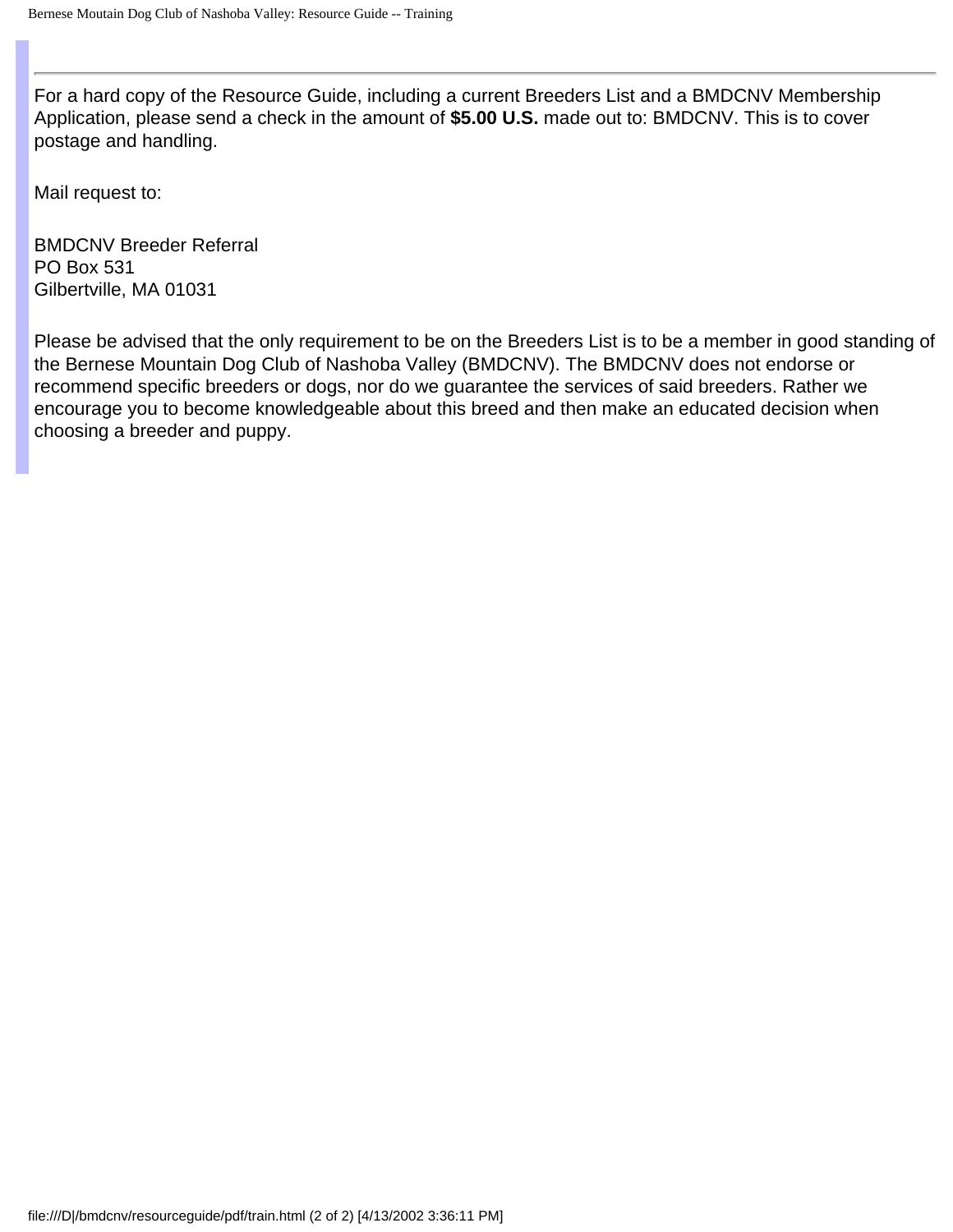---

For a hard copy of the Resource Guide, including a current Breeders List and a BMDCNV Membership Application, please send a check in the amount of **$5.00 U.S.** made out to: BMDCNV. This is to cover postage and handling.

Mail request to:

BMDCNV Breeder Referral  
PO Box 531  
Gilbertville, MA 01031

Please be advised that the only requirement to be on the Breeders List is to be a member in good standing of the Bernese Mountain Dog Club of Nashoba Valley (BMDCNV). The BMDCNV does not endorse or recommend specific breeders or dogs, nor do we guarantee the services of said breeders. Rather we encourage you to become knowledgeable about this breed and then make an educated decision when choosing a breeder and puppy.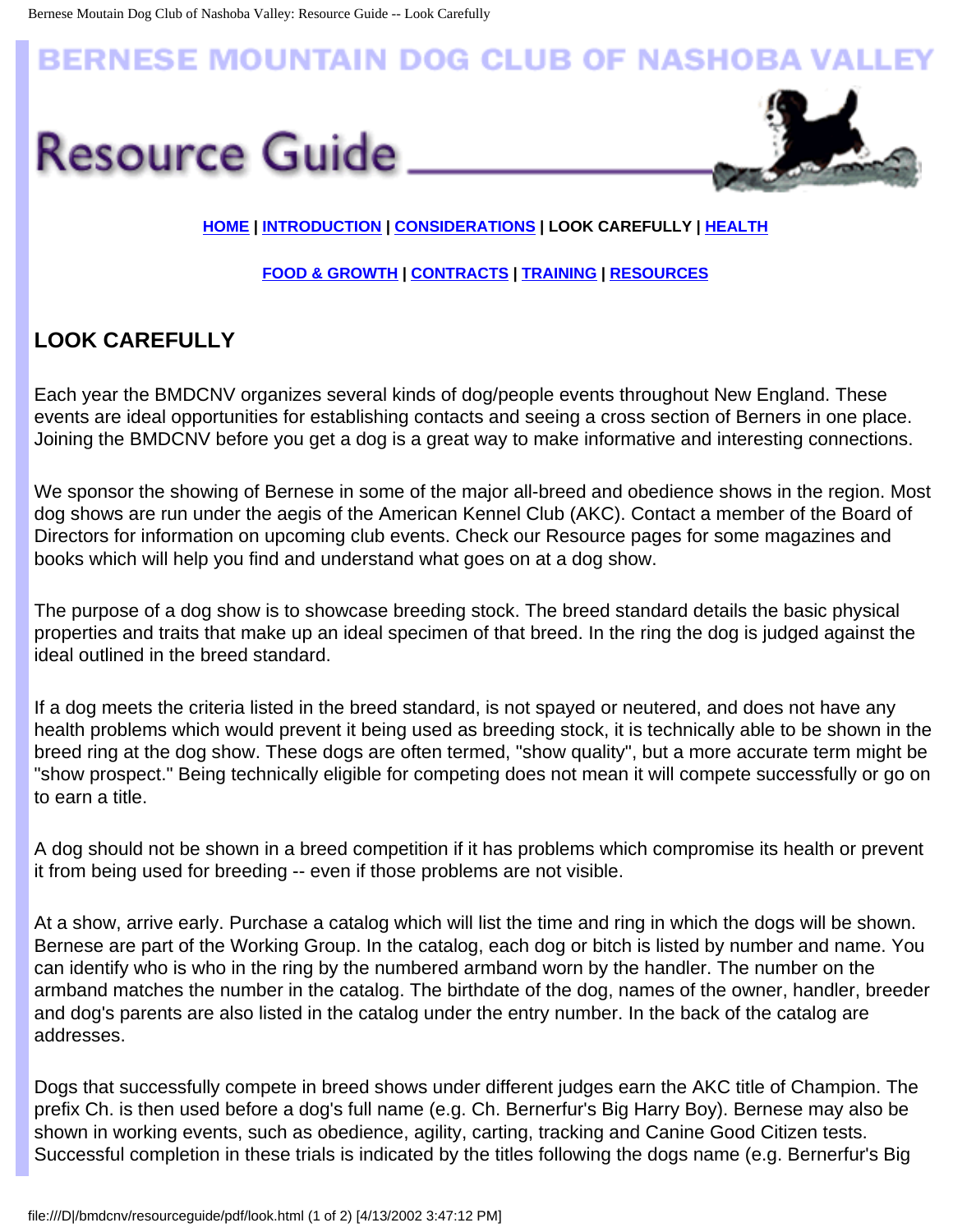# BERNESE MOUNTAIN DOG CLUB OF NASHOBA VALLEY

# Resource Guide

**HOME | INTRODUCTION | CONSIDERATIONS | LOOK CAREFULLY | HEALTH**

**FOOD & GROWTH | CONTRACTS | TRAINING | RESOURCES**

## LOOK CAREFULLY

Each year the BMDCNV organizes several kinds of dog/people events throughout New England. These events are ideal opportunities for establishing contacts and seeing a cross section of Berners in one place. Joining the BMDCNV before you get a dog is a great way to make informative and interesting connections.

We sponsor the showing of Bernese in some of the major all-breed and obedience shows in the region. Most dog shows are run under the aegis of the American Kennel Club (AKC). Contact a member of the Board of Directors for information on upcoming club events. Check our Resource pages for some magazines and books which will help you find and understand what goes on at a dog show.

The purpose of a dog show is to showcase breeding stock. The breed standard details the basic physical properties and traits that make up an ideal specimen of that breed. In the ring the dog is judged against the ideal outlined in the breed standard.

If a dog meets the criteria listed in the breed standard, is not spayed or neutered, and does not have any health problems which would prevent it being used as breeding stock, it is technically able to be shown in the breed ring at the dog show. These dogs are often termed, "show quality", but a more accurate term might be "show prospect." Being technically eligible for competing does not mean it will compete successfully or go on to earn a title.

A dog should not be shown in a breed competition if it has problems which compromise its health or prevent it from being used for breeding -- even if those problems are not visible.

At a show, arrive early. Purchase a catalog which will list the time and ring in which the dogs will be shown. Bernese are part of the Working Group. In the catalog, each dog or bitch is listed by number and name. You can identify who is who in the ring by the numbered armband worn by the handler. The number on the armband matches the number in the catalog. The birthdate of the dog, names of the owner, handler, breeder and dog's parents are also listed in the catalog under the entry number. In the back of the catalog are addresses.

Dogs that successfully compete in breed shows under different judges earn the AKC title of Champion. The prefix Ch. is then used before a dog's full name (e.g. Ch. Bernerfur's Big Harry Boy). Bernese may also be shown in working events, such as obedience, agility, carting, tracking and Canine Good Citizen tests. Successful completion in these trials is indicated by the titles following the dogs name (e.g. Bernerfur's Big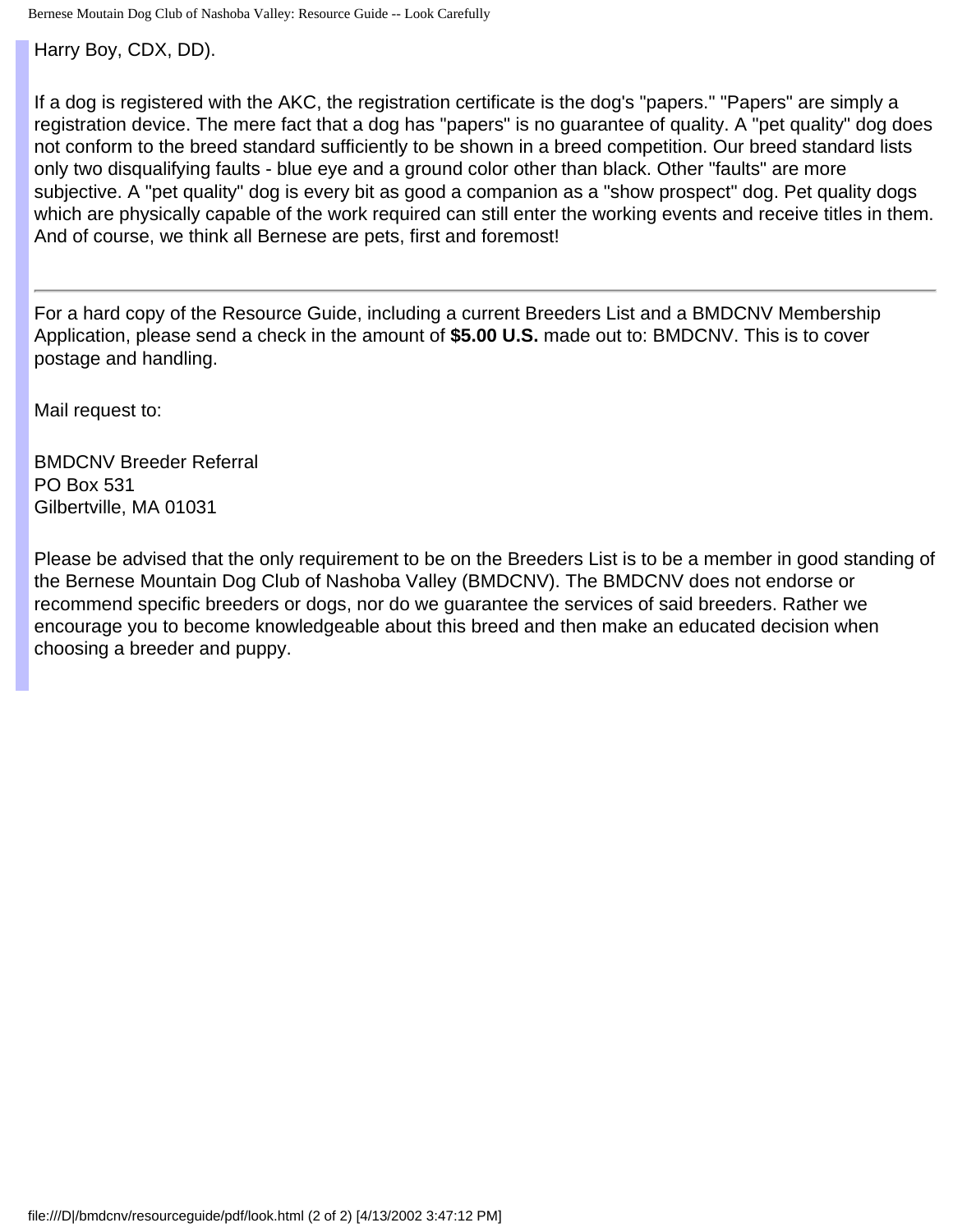Harry Boy, CDX, DD).

If a dog is registered with the AKC, the registration certificate is the dog's "papers." "Papers" are simply a registration device. The mere fact that a dog has "papers" is no guarantee of quality. A "pet quality" dog does not conform to the breed standard sufficiently to be shown in a breed competition. Our breed standard lists only two disqualifying faults - blue eye and a ground color other than black. Other "faults" are more subjective. A "pet quality" dog is every bit as good a companion as a "show prospect" dog. Pet quality dogs which are physically capable of the work required can still enter the working events and receive titles in them. And of course, we think all Bernese are pets, first and foremost!

---

For a hard copy of the Resource Guide, including a current Breeders List and a BMDCNV Membership Application, please send a check in the amount of **$5.00 U.S.** made out to: BMDCNV. This is to cover postage and handling.

Mail request to:

BMDCNV Breeder Referral
PO Box 531
Gilbertville, MA 01031

Please be advised that the only requirement to be on the Breeders List is to be a member in good standing of the Bernese Mountain Dog Club of Nashoba Valley (BMDCNV). The BMDCNV does not endorse or recommend specific breeders or dogs, nor do we guarantee the services of said breeders. Rather we encourage you to become knowledgeable about this breed and then make an educated decision when choosing a breeder and puppy.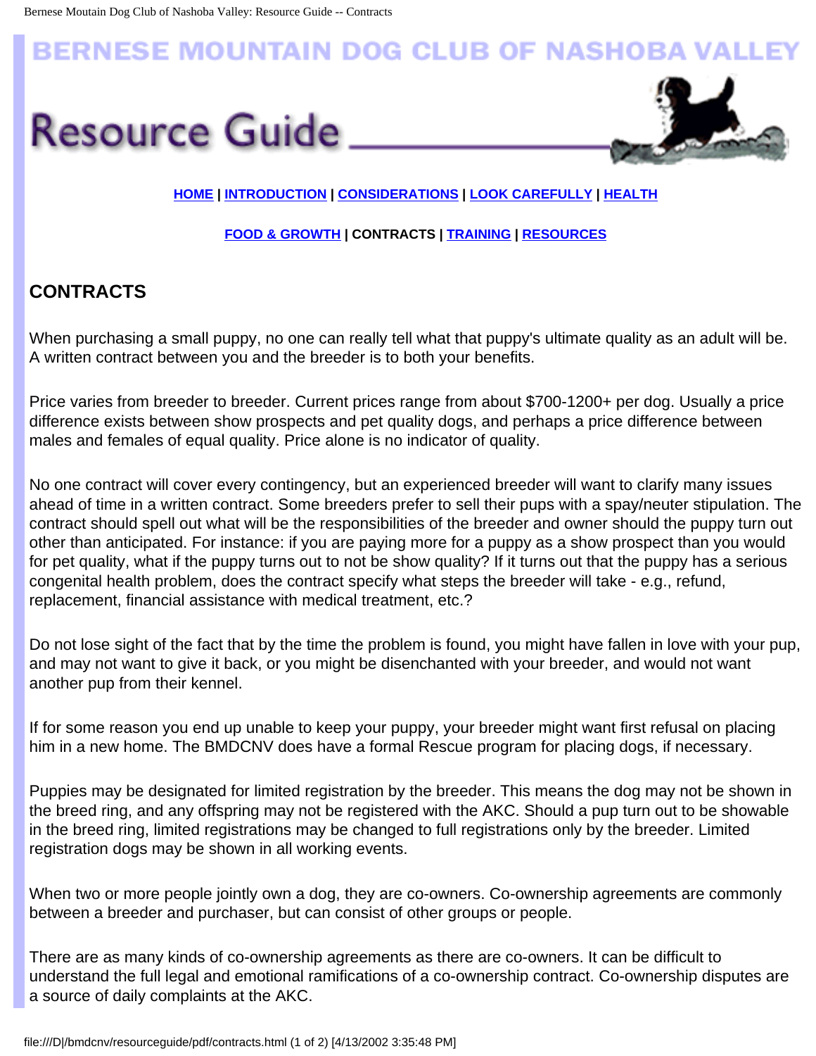# BERNESE MOUNTAIN DOG CLUB OF NASHOBA VALLEY

# Resource Guide

**HOME | INTRODUCTION | CONSIDERATIONS | LOOK CAREFULLY | HEALTH**

**FOOD & GROWTH | CONTRACTS | TRAINING | RESOURCES**

## CONTRACTS

When purchasing a small puppy, no one can really tell what that puppy's ultimate quality as an adult will be. A written contract between you and the breeder is to both your benefits.

Price varies from breeder to breeder. Current prices range from about $700-1200+ per dog. Usually a price difference exists between show prospects and pet quality dogs, and perhaps a price difference between males and females of equal quality. Price alone is no indicator of quality.

No one contract will cover every contingency, but an experienced breeder will want to clarify many issues ahead of time in a written contract. Some breeders prefer to sell their pups with a spay/neuter stipulation. The contract should spell out what will be the responsibilities of the breeder and owner should the puppy turn out other than anticipated. For instance: if you are paying more for a puppy as a show prospect than you would for pet quality, what if the puppy turns out to not be show quality? If it turns out that the puppy has a serious congenital health problem, does the contract specify what steps the breeder will take - e.g., refund, replacement, financial assistance with medical treatment, etc.?

Do not lose sight of the fact that by the time the problem is found, you might have fallen in love with your pup, and may not want to give it back, or you might be disenchanted with your breeder, and would not want another pup from their kennel.

If for some reason you end up unable to keep your puppy, your breeder might want first refusal on placing him in a new home. The BMDCNV does have a formal Rescue program for placing dogs, if necessary.

Puppies may be designated for limited registration by the breeder. This means the dog may not be shown in the breed ring, and any offspring may not be registered with the AKC. Should a pup turn out to be showable in the breed ring, limited registrations may be changed to full registrations only by the breeder. Limited registration dogs may be shown in all working events.

When two or more people jointly own a dog, they are co-owners. Co-ownership agreements are commonly between a breeder and purchaser, but can consist of other groups or people.

There are as many kinds of co-ownership agreements as there are co-owners. It can be difficult to understand the full legal and emotional ramifications of a co-ownership contract. Co-ownership disputes are a source of daily complaints at the AKC.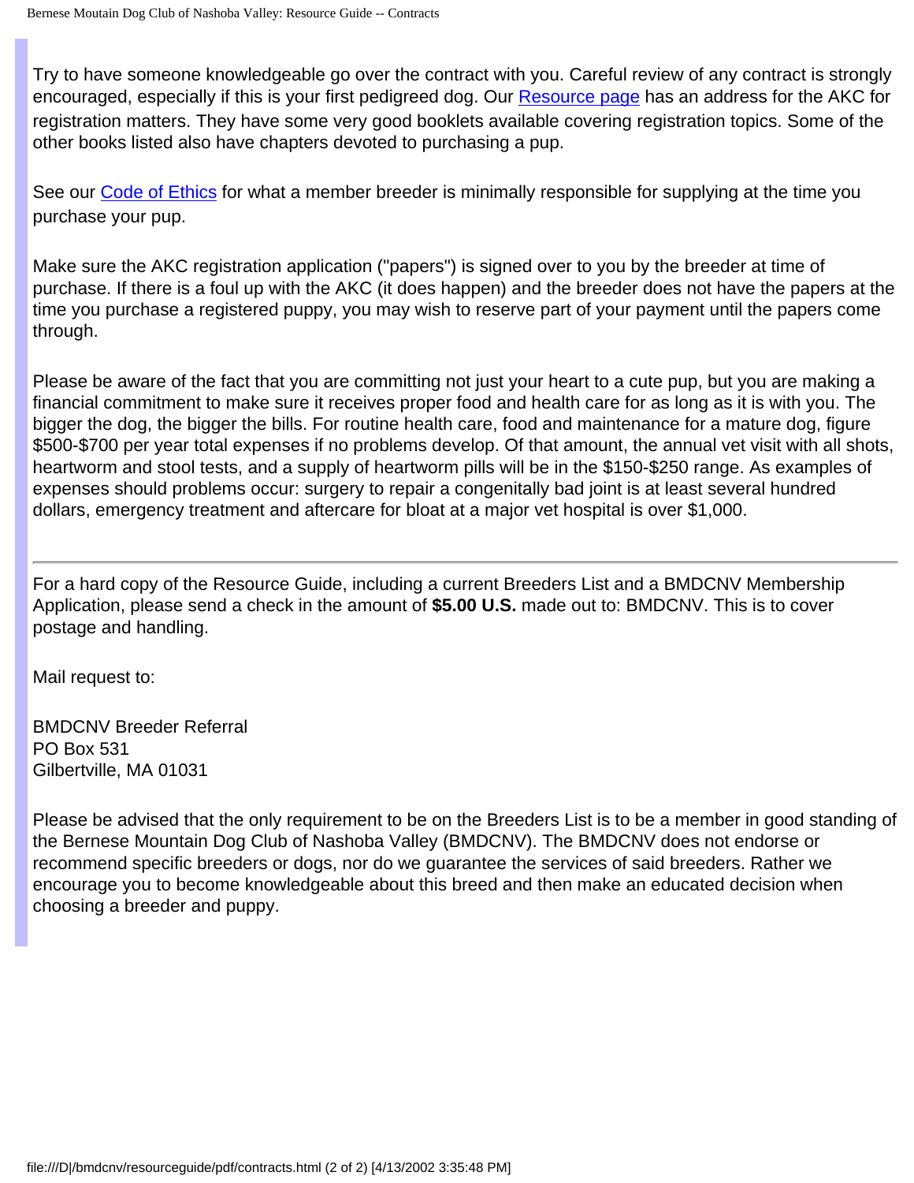Try to have someone knowledgeable go over the contract with you. Careful review of any contract is strongly encouraged, especially if this is your first pedigreed dog. Our Resource page has an address for the AKC for registration matters. They have some very good booklets available covering registration topics. Some of the other books listed also have chapters devoted to purchasing a pup.

See our Code of Ethics for what a member breeder is minimally responsible for supplying at the time you purchase your pup.

Make sure the AKC registration application ("papers") is signed over to you by the breeder at time of purchase. If there is a foul up with the AKC (it does happen) and the breeder does not have the papers at the time you purchase a registered puppy, you may wish to reserve part of your payment until the papers come through.

Please be aware of the fact that you are committing not just your heart to a cute pup, but you are making a financial commitment to make sure it receives proper food and health care for as long as it is with you. The bigger the dog, the bigger the bills. For routine health care, food and maintenance for a mature dog, figure $500-$700 per year total expenses if no problems develop. Of that amount, the annual vet visit with all shots, heartworm and stool tests, and a supply of heartworm pills will be in the $150-$250 range. As examples of expenses should problems occur: surgery to repair a congenitally bad joint is at least several hundred dollars, emergency treatment and aftercare for bloat at a major vet hospital is over $1,000.

---

For a hard copy of the Resource Guide, including a current Breeders List and a BMDCNV Membership Application, please send a check in the amount of **$5.00 U.S.** made out to: BMDCNV. This is to cover postage and handling.

Mail request to:

BMDCNV Breeder Referral
PO Box 531
Gilbertville, MA 01031

Please be advised that the only requirement to be on the Breeders List is to be a member in good standing of the Bernese Mountain Dog Club of Nashoba Valley (BMDCNV). The BMDCNV does not endorse or recommend specific breeders or dogs, nor do we guarantee the services of said breeders. Rather we encourage you to become knowledgeable about this breed and then make an educated decision when choosing a breeder and puppy.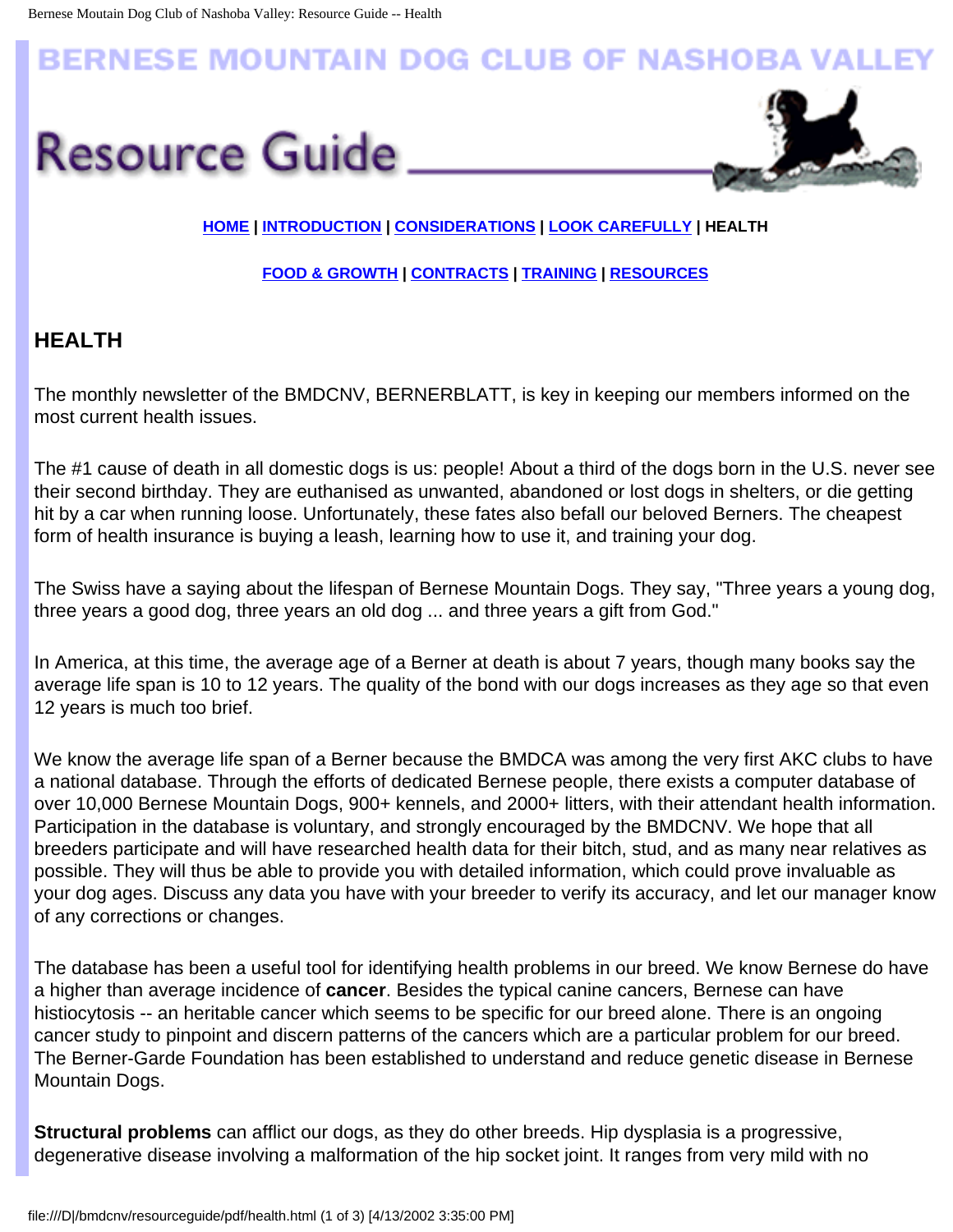# BERNESE MOUNTAIN DOG CLUB OF NASHOBA VALLEY

# Resource Guide

**HOME | INTRODUCTION | CONSIDERATIONS | LOOK CAREFULLY | HEALTH**

**FOOD & GROWTH | CONTRACTS | TRAINING | RESOURCES**

## HEALTH

The monthly newsletter of the BMDCNV, BERNERBLATT, is key in keeping our members informed on the most current health issues.

The #1 cause of death in all domestic dogs is us: people! About a third of the dogs born in the U.S. never see their second birthday. They are euthanised as unwanted, abandoned or lost dogs in shelters, or die getting hit by a car when running loose. Unfortunately, these fates also befall our beloved Berners. The cheapest form of health insurance is buying a leash, learning how to use it, and training your dog.

The Swiss have a saying about the lifespan of Bernese Mountain Dogs. They say, "Three years a young dog, three years a good dog, three years an old dog ... and three years a gift from God."

In America, at this time, the average age of a Berner at death is about 7 years, though many books say the average life span is 10 to 12 years. The quality of the bond with our dogs increases as they age so that even 12 years is much too brief.

We know the average life span of a Berner because the BMDCA was among the very first AKC clubs to have a national database. Through the efforts of dedicated Bernese people, there exists a computer database of over 10,000 Bernese Mountain Dogs, 900+ kennels, and 2000+ litters, with their attendant health information. Participation in the database is voluntary, and strongly encouraged by the BMDCNV. We hope that all breeders participate and will have researched health data for their bitch, stud, and as many near relatives as possible. They will thus be able to provide you with detailed information, which could prove invaluable as your dog ages. Discuss any data you have with your breeder to verify its accuracy, and let our manager know of any corrections or changes.

The database has been a useful tool for identifying health problems in our breed. We know Bernese do have a higher than average incidence of **cancer**. Besides the typical canine cancers, Bernese can have histiocytosis -- an heritable cancer which seems to be specific for our breed alone. There is an ongoing cancer study to pinpoint and discern patterns of the cancers which are a particular problem for our breed. The Berner-Garde Foundation has been established to understand and reduce genetic disease in Bernese Mountain Dogs.

**Structural problems** can afflict our dogs, as they do other breeds. Hip dysplasia is a progressive, degenerative disease involving a malformation of the hip socket joint. It ranges from very mild with no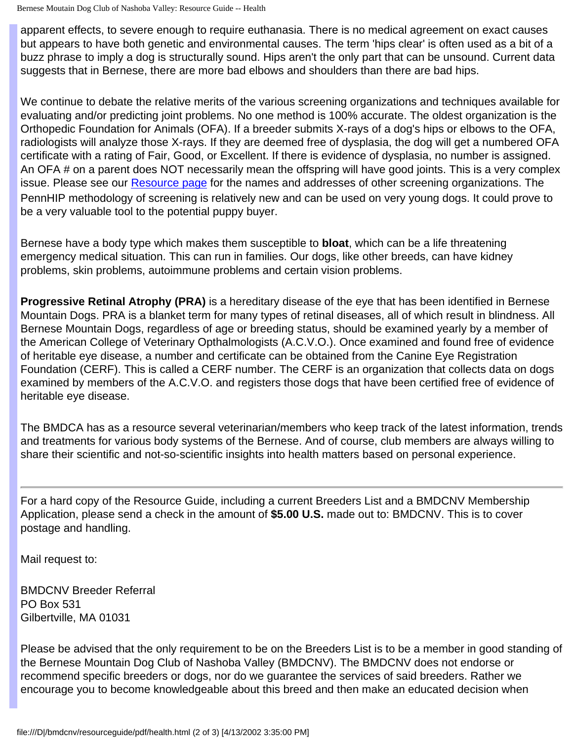apparent effects, to severe enough to require euthanasia. There is no medical agreement on exact causes but appears to have both genetic and environmental causes. The term 'hips clear' is often used as a bit of a buzz phrase to imply a dog is structurally sound. Hips aren't the only part that can be unsound. Current data suggests that in Bernese, there are more bad elbows and shoulders than there are bad hips.

We continue to debate the relative merits of the various screening organizations and techniques available for evaluating and/or predicting joint problems. No one method is 100% accurate. The oldest organization is the Orthopedic Foundation for Animals (OFA). If a breeder submits X-rays of a dog's hips or elbows to the OFA, radiologists will analyze those X-rays. If they are deemed free of dysplasia, the dog will get a numbered OFA certificate with a rating of Fair, Good, or Excellent. If there is evidence of dysplasia, no number is assigned. An OFA # on a parent does NOT necessarily mean the offspring will have good joints. This is a very complex issue. Please see our [Resource page] for the names and addresses of other screening organizations. The PennHIP methodology of screening is relatively new and can be used on very young dogs. It could prove to be a very valuable tool to the potential puppy buyer.

Bernese have a body type which makes them susceptible to **bloat**, which can be a life threatening emergency medical situation. This can run in families. Our dogs, like other breeds, can have kidney problems, skin problems, autoimmune problems and certain vision problems.

**Progressive Retinal Atrophy (PRA)** is a hereditary disease of the eye that has been identified in Bernese Mountain Dogs. PRA is a blanket term for many types of retinal diseases, all of which result in blindness. All Bernese Mountain Dogs, regardless of age or breeding status, should be examined yearly by a member of the American College of Veterinary Opthalmologists (A.C.V.O.). Once examined and found free of evidence of heritable eye disease, a number and certificate can be obtained from the Canine Eye Registration Foundation (CERF). This is called a CERF number. The CERF is an organization that collects data on dogs examined by members of the A.C.V.O. and registers those dogs that have been certified free of evidence of heritable eye disease.

The BMDCA has as a resource several veterinarian/members who keep track of the latest information, trends and treatments for various body systems of the Bernese. And of course, club members are always willing to share their scientific and not-so-scientific insights into health matters based on personal experience.

---

For a hard copy of the Resource Guide, including a current Breeders List and a BMDCNV Membership Application, please send a check in the amount of **$5.00 U.S.** made out to: BMDCNV. This is to cover postage and handling.

Mail request to:

BMDCNV Breeder Referral
PO Box 531
Gilbertville, MA 01031

Please be advised that the only requirement to be on the Breeders List is to be a member in good standing of the Bernese Mountain Dog Club of Nashoba Valley (BMDCNV). The BMDCNV does not endorse or recommend specific breeders or dogs, nor do we guarantee the services of said breeders. Rather we encourage you to become knowledgeable about this breed and then make an educated decision when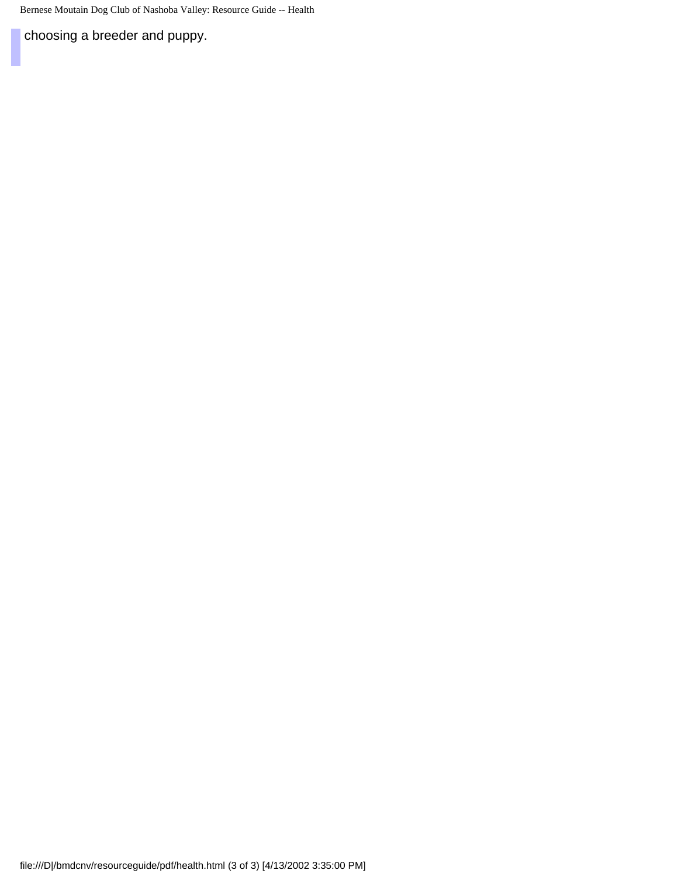choosing a breeder and puppy.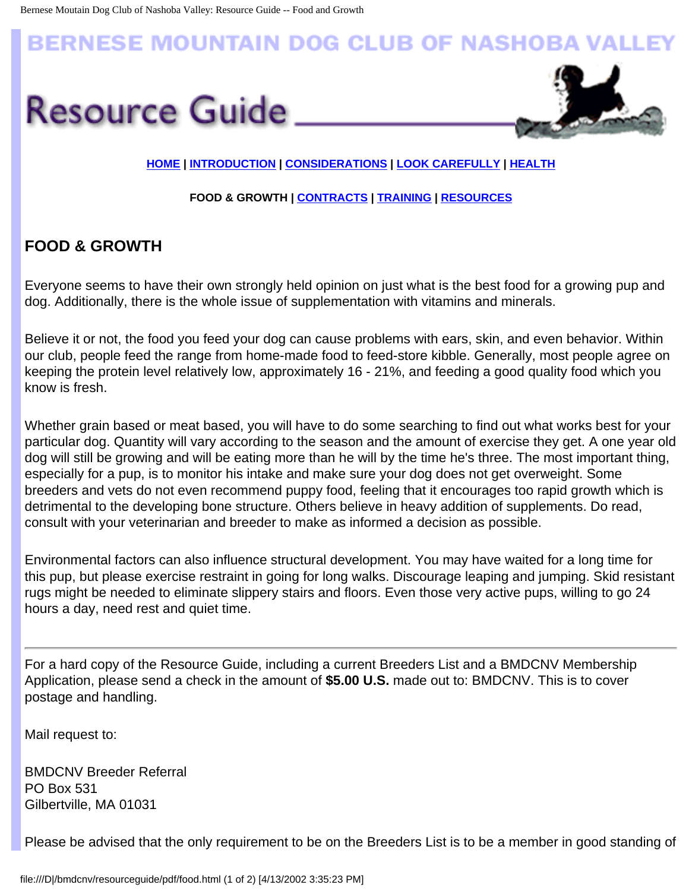# BERNESE MOUNTAIN DOG CLUB OF NASHOBA VALLEY

# Resource Guide

HOME | INTRODUCTION | CONSIDERATIONS | LOOK CAREFULLY | HEALTH

**FOOD & GROWTH** | CONTRACTS | TRAINING | RESOURCES

## FOOD & GROWTH

Everyone seems to have their own strongly held opinion on just what is the best food for a growing pup and dog. Additionally, there is the whole issue of supplementation with vitamins and minerals.

Believe it or not, the food you feed your dog can cause problems with ears, skin, and even behavior. Within our club, people feed the range from home-made food to feed-store kibble. Generally, most people agree on keeping the protein level relatively low, approximately 16 - 21%, and feeding a good quality food which you know is fresh.

Whether grain based or meat based, you will have to do some searching to find out what works best for your particular dog. Quantity will vary according to the season and the amount of exercise they get. A one year old dog will still be growing and will be eating more than he will by the time he's three. The most important thing, especially for a pup, is to monitor his intake and make sure your dog does not get overweight. Some breeders and vets do not even recommend puppy food, feeling that it encourages too rapid growth which is detrimental to the developing bone structure. Others believe in heavy addition of supplements. Do read, consult with your veterinarian and breeder to make as informed a decision as possible.

Environmental factors can also influence structural development. You may have waited for a long time for this pup, but please exercise restraint in going for long walks. Discourage leaping and jumping. Skid resistant rugs might be needed to eliminate slippery stairs and floors. Even those very active pups, willing to go 24 hours a day, need rest and quiet time.

---

For a hard copy of the Resource Guide, including a current Breeders List and a BMDCNV Membership Application, please send a check in the amount of **$5.00 U.S.** made out to: BMDCNV. This is to cover postage and handling.

Mail request to:

BMDCNV Breeder Referral
PO Box 531
Gilbertville, MA 01031

Please be advised that the only requirement to be on the Breeders List is to be a member in good standing of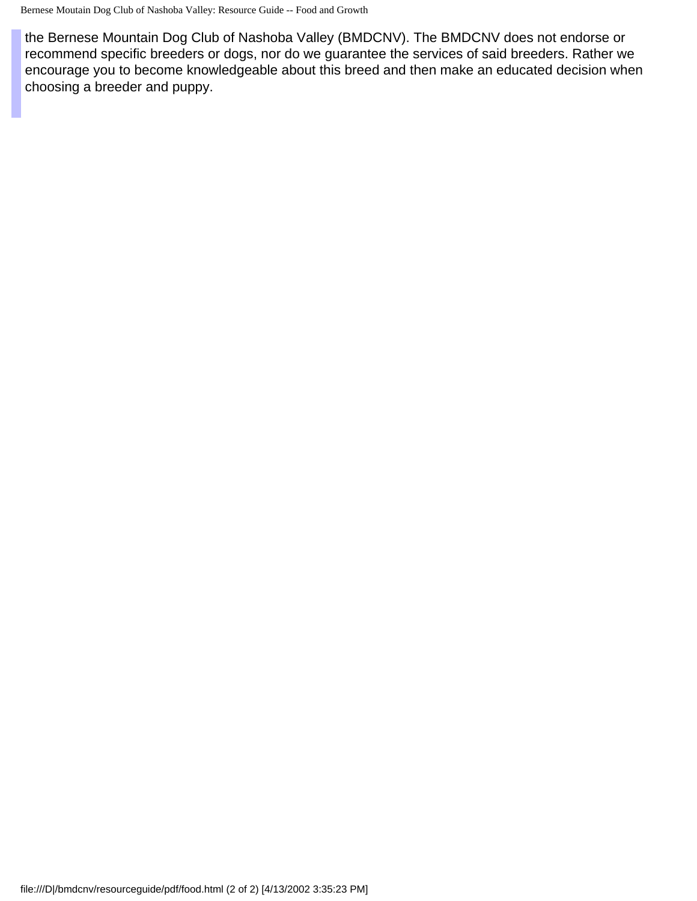the Bernese Mountain Dog Club of Nashoba Valley (BMDCNV). The BMDCNV does not endorse or recommend specific breeders or dogs, nor do we guarantee the services of said breeders. Rather we encourage you to become knowledgeable about this breed and then make an educated decision when choosing a breeder and puppy.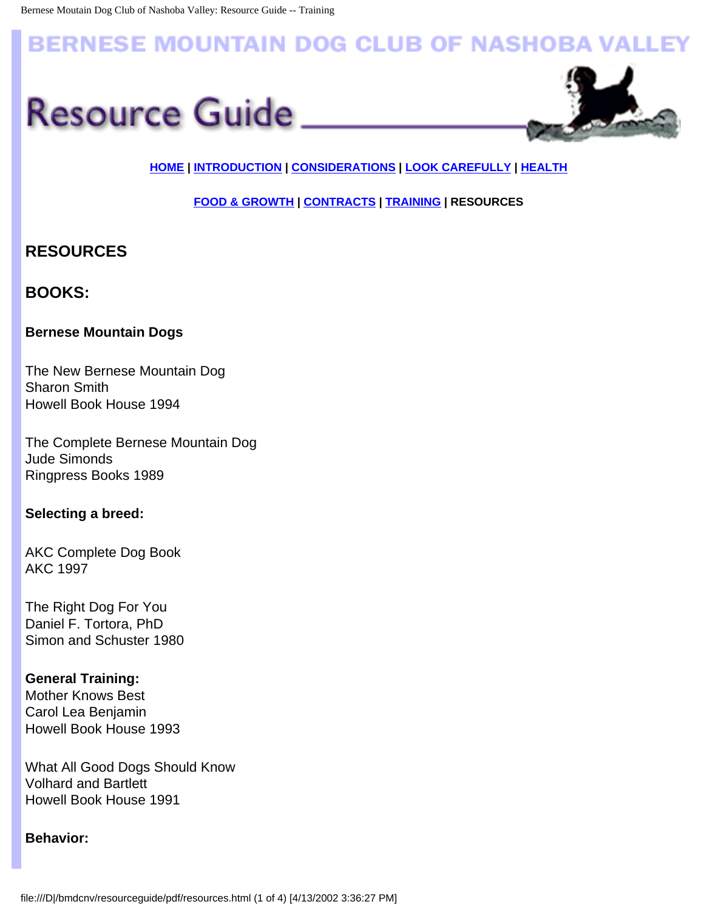# BERNESE MOUNTAIN DOG CLUB OF NASHOBA VALLEY

# Resource Guide

**HOME | INTRODUCTION | CONSIDERATIONS | LOOK CAREFULLY | HEALTH**

**FOOD & GROWTH | CONTRACTS | TRAINING | RESOURCES**

## RESOURCES

## BOOKS:

### Bernese Mountain Dogs

The New Bernese Mountain Dog
Sharon Smith
Howell Book House 1994

The Complete Bernese Mountain Dog
Jude Simonds
Ringpress Books 1989

### Selecting a breed:

AKC Complete Dog Book
AKC 1997

The Right Dog For You
Daniel F. Tortora, PhD
Simon and Schuster 1980

### General Training:

Mother Knows Best
Carol Lea Benjamin
Howell Book House 1993

What All Good Dogs Should Know
Volhard and Bartlett
Howell Book House 1991

### Behavior: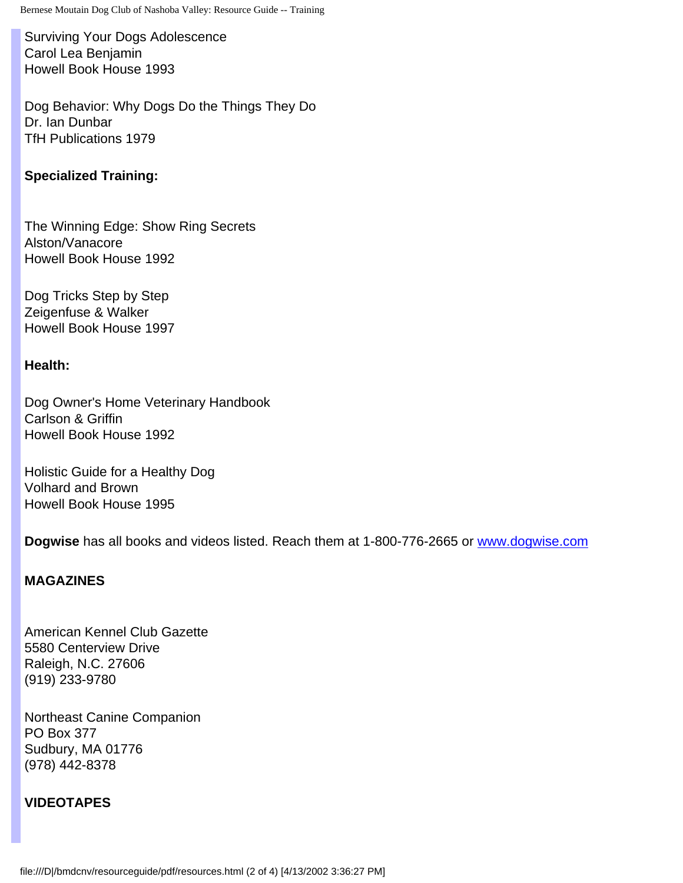Surviving Your Dogs Adolescence
Carol Lea Benjamin
Howell Book House 1993

Dog Behavior: Why Dogs Do the Things They Do
Dr. Ian Dunbar
TfH Publications 1979

**Specialized Training:**

The Winning Edge: Show Ring Secrets
Alston/Vanacore
Howell Book House 1992

Dog Tricks Step by Step
Zeigenfuse & Walker
Howell Book House 1997

**Health:**

Dog Owner's Home Veterinary Handbook
Carlson & Griffin
Howell Book House 1992

Holistic Guide for a Healthy Dog
Volhard and Brown
Howell Book House 1995

**Dogwise** has all books and videos listed. Reach them at 1-800-776-2665 or [www.dogwise.com](http://www.dogwise.com)

**MAGAZINES**

American Kennel Club Gazette
5580 Centerview Drive
Raleigh, N.C. 27606
(919) 233-9780

Northeast Canine Companion
PO Box 377
Sudbury, MA 01776
(978) 442-8378

**VIDEOTAPES**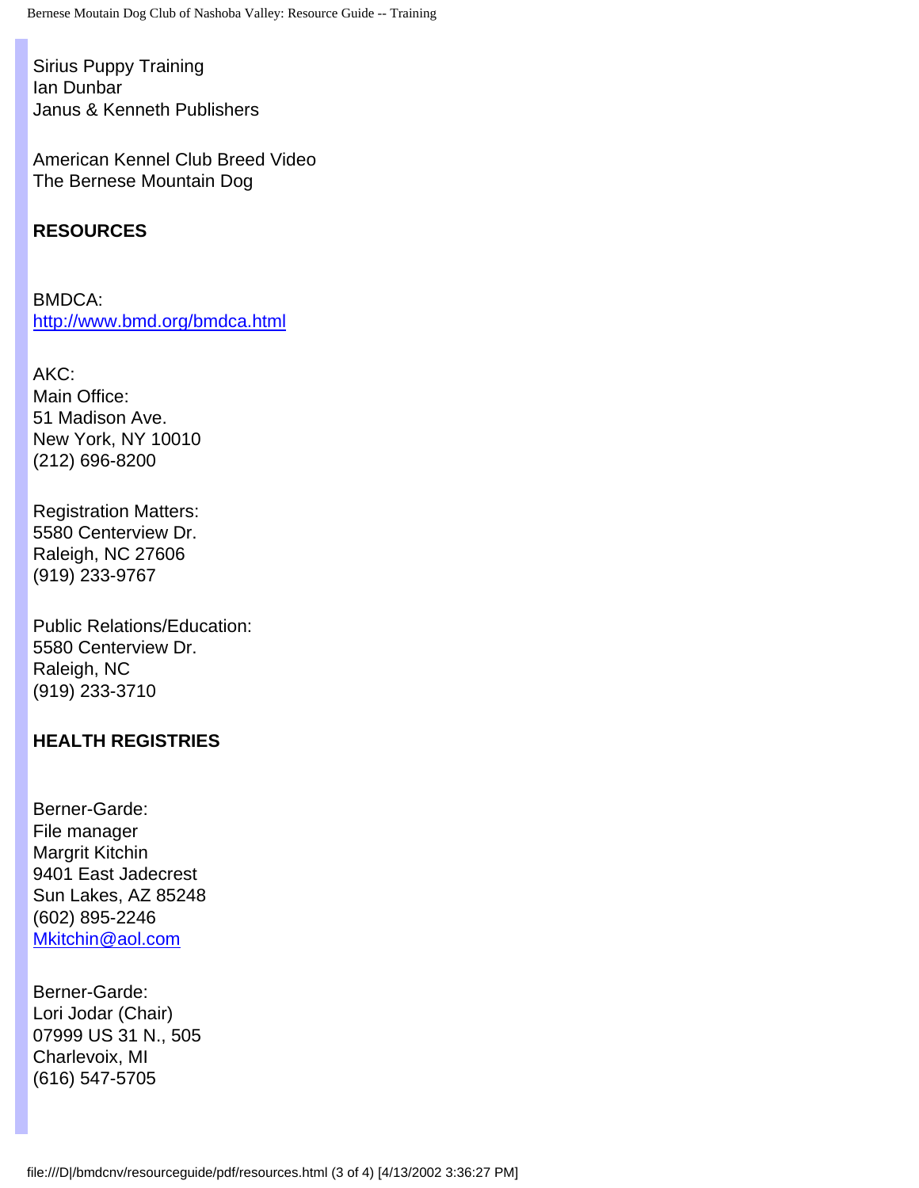Sirius Puppy Training
Ian Dunbar
Janus & Kenneth Publishers

American Kennel Club Breed Video
The Bernese Mountain Dog

**RESOURCES**

BMDCA:
http://www.bmd.org/bmdca.html

AKC:
Main Office:
51 Madison Ave.
New York, NY 10010
(212) 696-8200

Registration Matters:
5580 Centerview Dr.
Raleigh, NC 27606
(919) 233-9767

Public Relations/Education:
5580 Centerview Dr.
Raleigh, NC
(919) 233-3710

**HEALTH REGISTRIES**

Berner-Garde:
File manager
Margrit Kitchin
9401 East Jadecrest
Sun Lakes, AZ 85248
(602) 895-2246
Mkitchin@aol.com

Berner-Garde:
Lori Jodar (Chair)
07999 US 31 N., 505
Charlevoix, MI
(616) 547-5705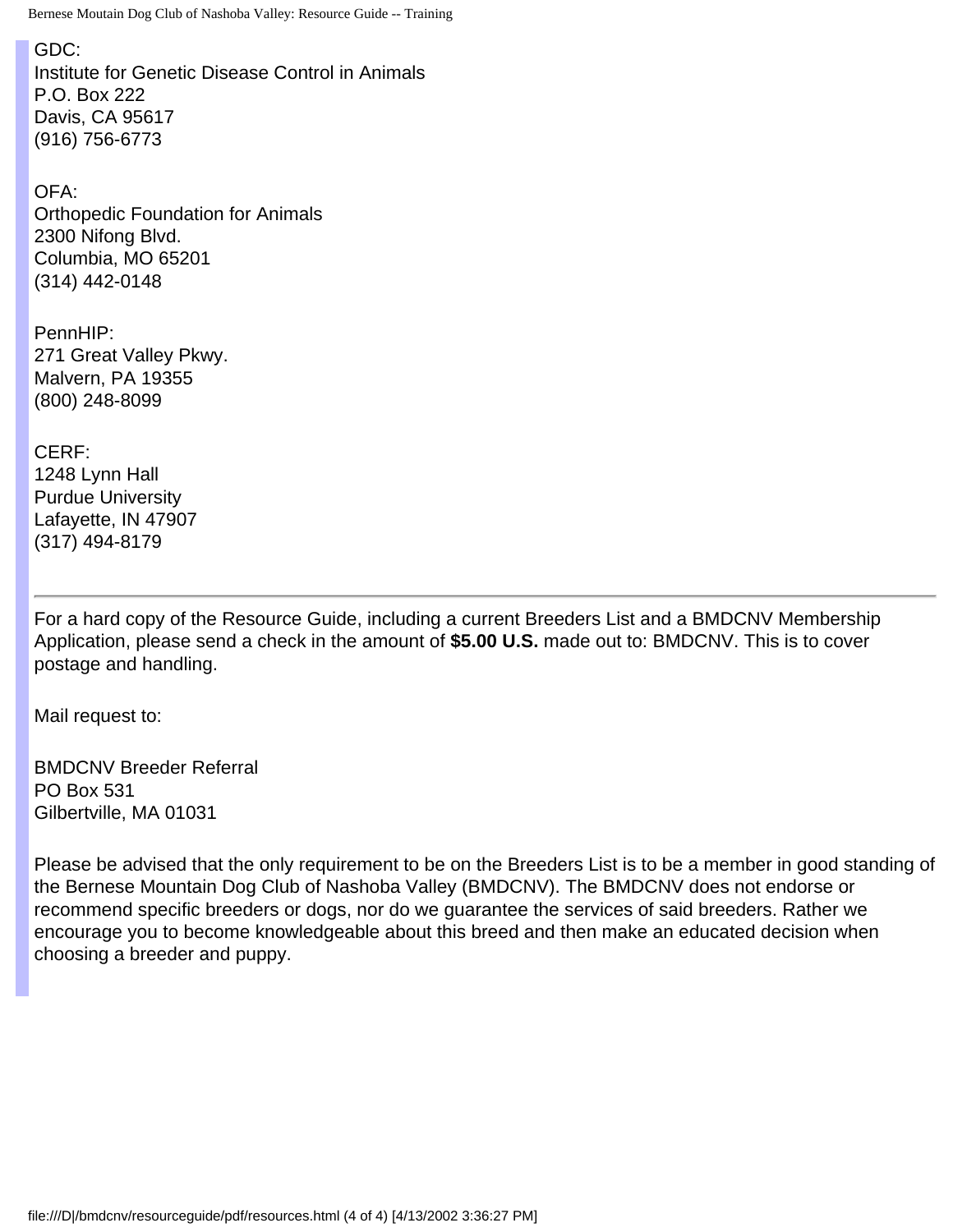GDC:
Institute for Genetic Disease Control in Animals
P.O. Box 222
Davis, CA 95617
(916) 756-6773

OFA:
Orthopedic Foundation for Animals
2300 Nifong Blvd.
Columbia, MO 65201
(314) 442-0148

PennHIP:
271 Great Valley Pkwy.
Malvern, PA 19355
(800) 248-8099

CERF:
1248 Lynn Hall
Purdue University
Lafayette, IN 47907
(317) 494-8179

---

For a hard copy of the Resource Guide, including a current Breeders List and a BMDCNV Membership Application, please send a check in the amount of **$5.00 U.S.** made out to: BMDCNV. This is to cover postage and handling.

Mail request to:

BMDCNV Breeder Referral
PO Box 531
Gilbertville, MA 01031

Please be advised that the only requirement to be on the Breeders List is to be a member in good standing of the Bernese Mountain Dog Club of Nashoba Valley (BMDCNV). The BMDCNV does not endorse or recommend specific breeders or dogs, nor do we guarantee the services of said breeders. Rather we encourage you to become knowledgeable about this breed and then make an educated decision when choosing a breeder and puppy.